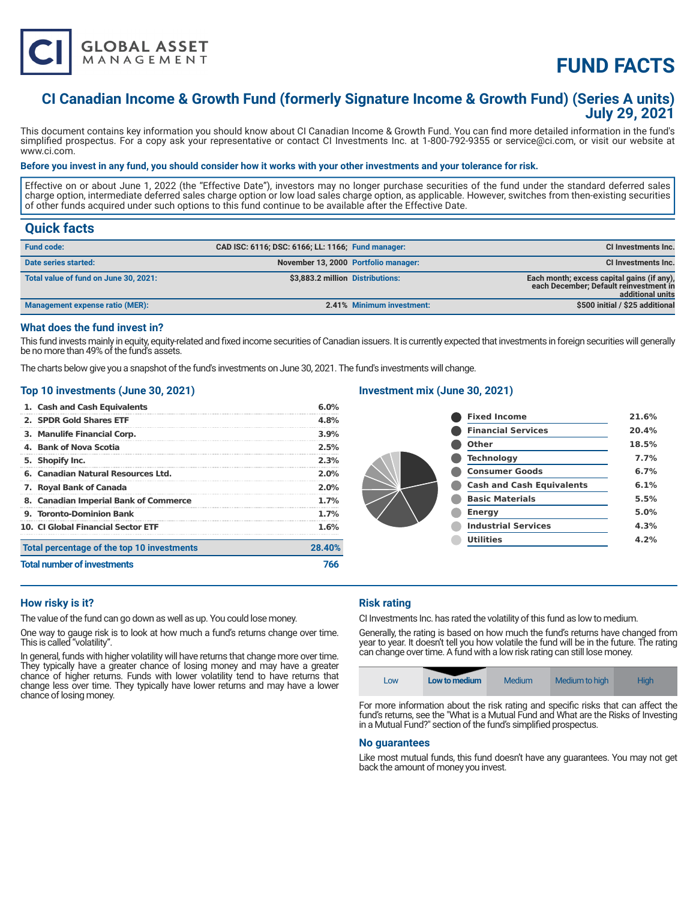CI GLOBAL ASSET MANAGEMENT

# FUND FACTS

## CI Canadian Income & Growth Fund (formerly Signature Income & Growth Fund) (Series A units) July 29, 2021

This document contains key information you should know about CI Canadian Income & Growth Fund. You can find more detailed information in the fund's simplified prospectus. For a copy ask your representative or contact CI Investments Inc. at 1-800-792-9355 or service@ci.com, or visit our website at www.ci.com.

**Before you invest in any fund, you should consider how it works with your other investments and your tolerance for risk.**

Effective on or about June 1, 2022 (the "Effective Date"), investors may no longer purchase securities of the fund under the standard deferred sales charge option, intermediate deferred sales charge option or low load sales charge option, as applicable. However, switches from then-existing securities of other funds acquired under such options to this fund continue to be available after the Effective Date.

## Quick facts

| | | | |
|---|---|---|---|
| **Fund code:** | CAD ISC: 6116; DSC: 6166; LL: 1166; | **Fund manager:** | CI Investments Inc. |
| **Date series started:** | November 13, 2000 | **Portfolio manager:** | CI Investments Inc. |
| **Total value of fund on June 30, 2021:** | $3,883.2 million | **Distributions:** | Each month; excess capital gains (if any), each December; Default reinvestment in additional units |
| **Management expense ratio (MER):** | 2.41% | **Minimum investment:** | $500 initial / $25 additional |

### What does the fund invest in?

This fund invests mainly in equity, equity-related and fixed income securities of Canadian issuers. It is currently expected that investments in foreign securities will generally be no more than 49% of the fund's assets.

The charts below give you a snapshot of the fund's investments on June 30, 2021. The fund's investments will change.

### Top 10 investments (June 30, 2021)

| | |
|---|---|
| 1. Cash and Cash Equivalents | 6.0% |
| 2. SPDR Gold Shares ETF | 4.8% |
| 3. Manulife Financial Corp. | 3.9% |
| 4. Bank of Nova Scotia | 2.5% |
| 5. Shopify Inc. | 2.3% |
| 6. Canadian Natural Resources Ltd. | 2.0% |
| 7. Royal Bank of Canada | 2.0% |
| 8. Canadian Imperial Bank of Commerce | 1.7% |
| 9. Toronto-Dominion Bank | 1.7% |
| 10. CI Global Financial Sector ETF | 1.6% |
| **Total percentage of the top 10 investments** | **28.40%** |
| **Total number of investments** | **766** |

### Investment mix (June 30, 2021)

| | |
|---|---|
| Fixed Income | 21.6% |
| Financial Services | 20.4% |
| Other | 18.5% |
| Technology | 7.7% |
| Consumer Goods | 6.7% |
| Cash and Cash Equivalents | 6.1% |
| Basic Materials | 5.5% |
| Energy | 5.0% |
| Industrial Services | 4.3% |
| Utilities | 4.2% |

### How risky is it?

The value of the fund can go down as well as up. You could lose money.

One way to gauge risk is to look at how much a fund's returns change over time. This is called "volatility".

In general, funds with higher volatility will have returns that change more over time. They typically have a greater chance of losing money and may have a greater chance of higher returns. Funds with lower volatility tend to have returns that change less over time. They typically have lower returns and may have a lower chance of losing money.

### Risk rating

CI Investments Inc. has rated the volatility of this fund as low to medium.

Generally, the rating is based on how much the fund's returns have changed from year to year. It doesn't tell you how volatile the fund will be in the future. The rating can change over time. A fund with a low risk rating can still lose money.

| Low | **Low to medium** | Medium | Medium to high | High |
|---|---|---|---|---|

For more information about the risk rating and specific risks that can affect the fund's returns, see the "What is a Mutual Fund and What are the Risks of Investing in a Mutual Fund?" section of the fund's simplified prospectus.

### No guarantees

Like most mutual funds, this fund doesn't have any guarantees. You may not get back the amount of money you invest.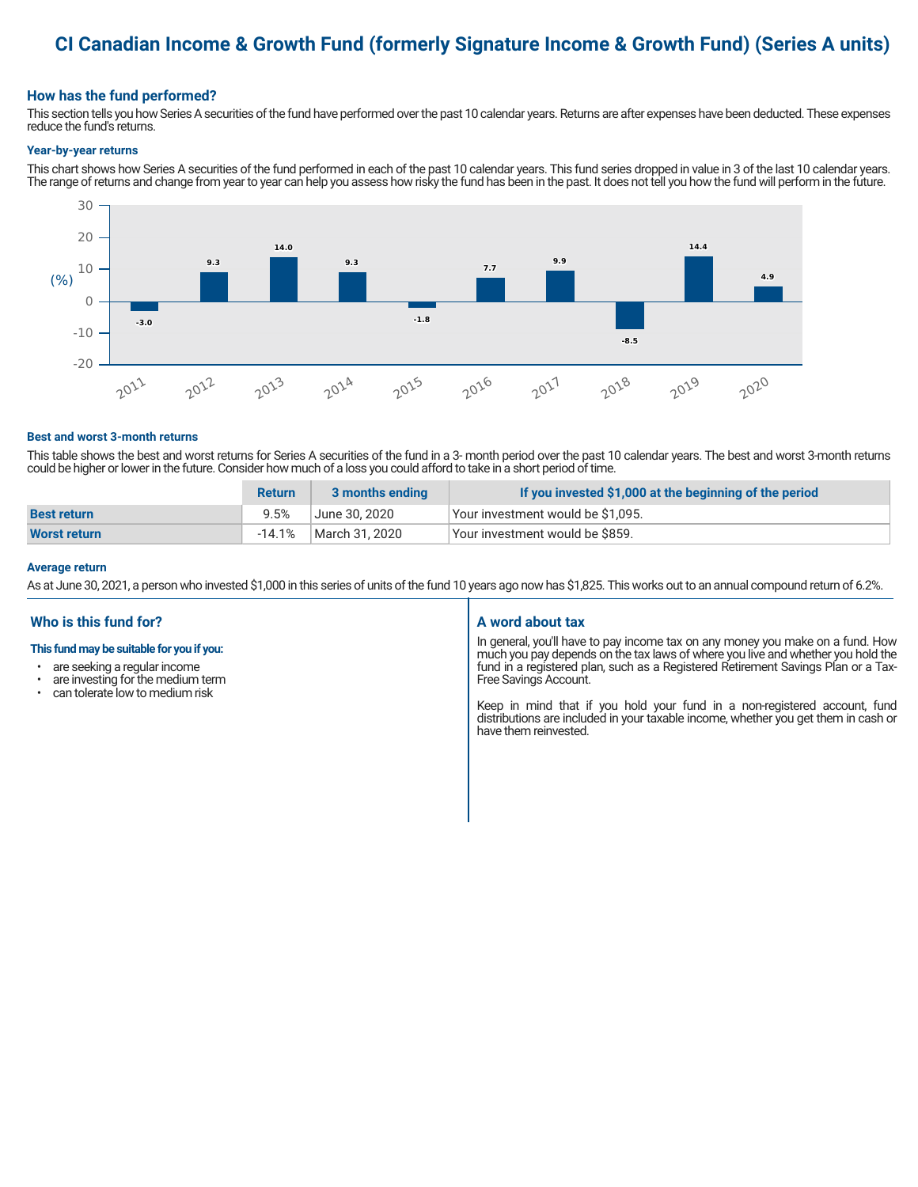# CI Canadian Income & Growth Fund (formerly Signature Income & Growth Fund) (Series A units)

## How has the fund performed?

This section tells you how Series A securities of the fund have performed over the past 10 calendar years. Returns are after expenses have been deducted. These expenses reduce the fund's returns.

### Year-by-year returns

This chart shows how Series A securities of the fund performed in each of the past 10 calendar years. This fund series dropped in value in 3 of the last 10 calendar years. The range of returns and change from year to year can help you assess how risky the fund has been in the past. It does not tell you how the fund will perform in the future.

| Year | Return (%) |
|---|---|
| 2011 | -3.0 |
| 2012 | 9.3 |
| 2013 | 14.0 |
| 2014 | 9.3 |
| 2015 | -1.8 |
| 2016 | 7.7 |
| 2017 | 9.9 |
| 2018 | -8.5 |
| 2019 | 14.4 |
| 2020 | 4.9 |

### Best and worst 3-month returns

This table shows the best and worst returns for Series A securities of the fund in a 3- month period over the past 10 calendar years. The best and worst 3-month returns could be higher or lower in the future. Consider how much of a loss you could afford to take in a short period of time.

| | Return | 3 months ending | If you invested $1,000 at the beginning of the period |
|---|---|---|---|
| **Best return** | 9.5% | June 30, 2020 | Your investment would be $1,095. |
| **Worst return** | -14.1% | March 31, 2020 | Your investment would be $859. |

### Average return

As at June 30, 2021, a person who invested $1,000 in this series of units of the fund 10 years ago now has $1,825. This works out to an annual compound return of 6.2%.

## Who is this fund for?

**This fund may be suitable for you if you:**

- are seeking a regular income
- are investing for the medium term
- can tolerate low to medium risk

## A word about tax

In general, you'll have to pay income tax on any money you make on a fund. How much you pay depends on the tax laws of where you live and whether you hold the fund in a registered plan, such as a Registered Retirement Savings Plan or a Tax-Free Savings Account.

Keep in mind that if you hold your fund in a non-registered account, fund distributions are included in your taxable income, whether you get them in cash or have them reinvested.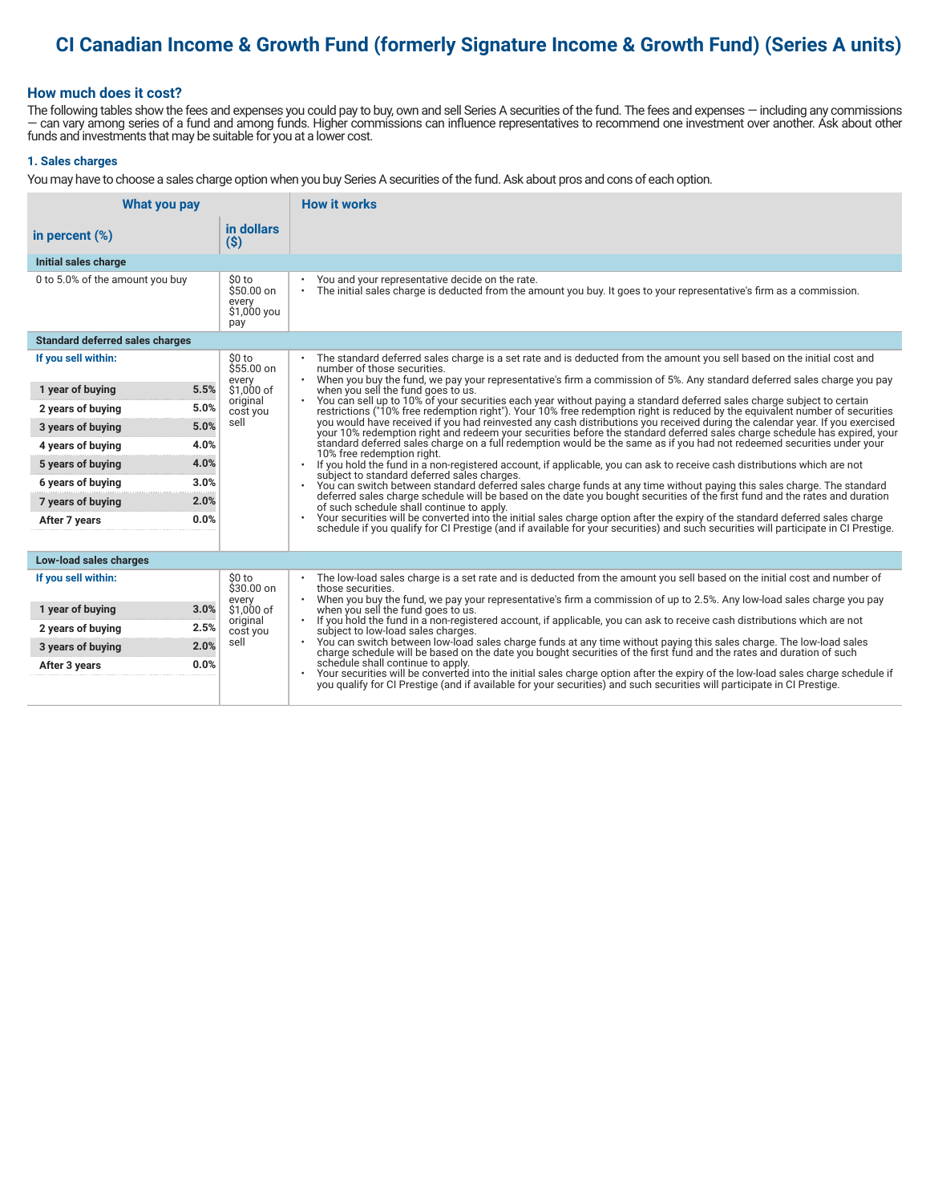## CI Canadian Income & Growth Fund (formerly Signature Income & Growth Fund) (Series A units)

### How much does it cost?

The following tables show the fees and expenses you could pay to buy, own and sell Series A securities of the fund. The fees and expenses — including any commissions — can vary among series of a fund and among funds. Higher commissions can influence representatives to recommend one investment over another. Ask about other funds and investments that may be suitable for you at a lower cost.

#### 1. Sales charges

You may have to choose a sales charge option when you buy Series A securities of the fund. Ask about pros and cons of each option.

| What you pay in percent (%) | What you pay in dollars ($) | How it works |
|---|---|---|
| **Initial sales charge** | | |
| 0 to 5.0% of the amount you buy | $0 to $50.00 on every $1,000 you pay | • You and your representative decide on the rate.<br>• The initial sales charge is deducted from the amount you buy. It goes to your representative's firm as a commission. |
| **Standard deferred sales charges** | | |
| If you sell within:<br>1 year of buying 5.5%<br>2 years of buying 5.0%<br>3 years of buying 5.0%<br>4 years of buying 4.0%<br>5 years of buying 4.0%<br>6 years of buying 3.0%<br>7 years of buying 2.0%<br>After 7 years 0.0% | $0 to $55.00 on every $1,000 of original cost you sell | • The standard deferred sales charge is a set rate and is deducted from the amount you sell based on the initial cost and number of those securities.<br>• When you buy the fund, we pay your representative's firm a commission of 5%. Any standard deferred sales charge you pay when you sell the fund goes to us.<br>• You can sell up to 10% of your securities each year without paying a standard deferred sales charge subject to certain restrictions ("10% free redemption right"). Your 10% free redemption right is reduced by the equivalent number of securities you would have received if you had reinvested any cash distributions you received during the calendar year. If you exercised your 10% redemption right and redeem your securities before the standard deferred sales charge schedule has expired, your standard deferred sales charge on a full redemption would be the same as if you had not redeemed securities under your 10% free redemption right.<br>• If you hold the fund in a non-registered account, if applicable, you can ask to receive cash distributions which are not subject to standard deferred sales charges.<br>• You can switch between standard deferred sales charge funds at any time without paying this sales charge. The standard deferred sales charge schedule will be based on the date you bought securities of the first fund and the rates and duration of such schedule shall continue to apply.<br>• Your securities will be converted into the initial sales charge option after the expiry of the standard deferred sales charge schedule if you qualify for CI Prestige (and if available for your securities) and such securities will participate in CI Prestige. |
| **Low-load sales charges** | | |
| If you sell within:<br>1 year of buying 3.0%<br>2 years of buying 2.5%<br>3 years of buying 2.0%<br>After 3 years 0.0% | $0 to $30.00 on every $1,000 of original cost you sell | • The low-load sales charge is a set rate and is deducted from the amount you sell based on the initial cost and number of those securities.<br>• When you buy the fund, we pay your representative's firm a commission of up to 2.5%. Any low-load sales charge you pay when you sell the fund goes to us.<br>• If you hold the fund in a non-registered account, if applicable, you can ask to receive cash distributions which are not subject to low-load sales charges.<br>• You can switch between low-load sales charge funds at any time without paying this sales charge. The low-load sales charge schedule will be based on the date you bought securities of the first fund and the rates and duration of such schedule shall continue to apply.<br>• Your securities will be converted into the initial sales charge option after the expiry of the low-load sales charge schedule if you qualify for CI Prestige (and if available for your securities) and such securities will participate in CI Prestige. |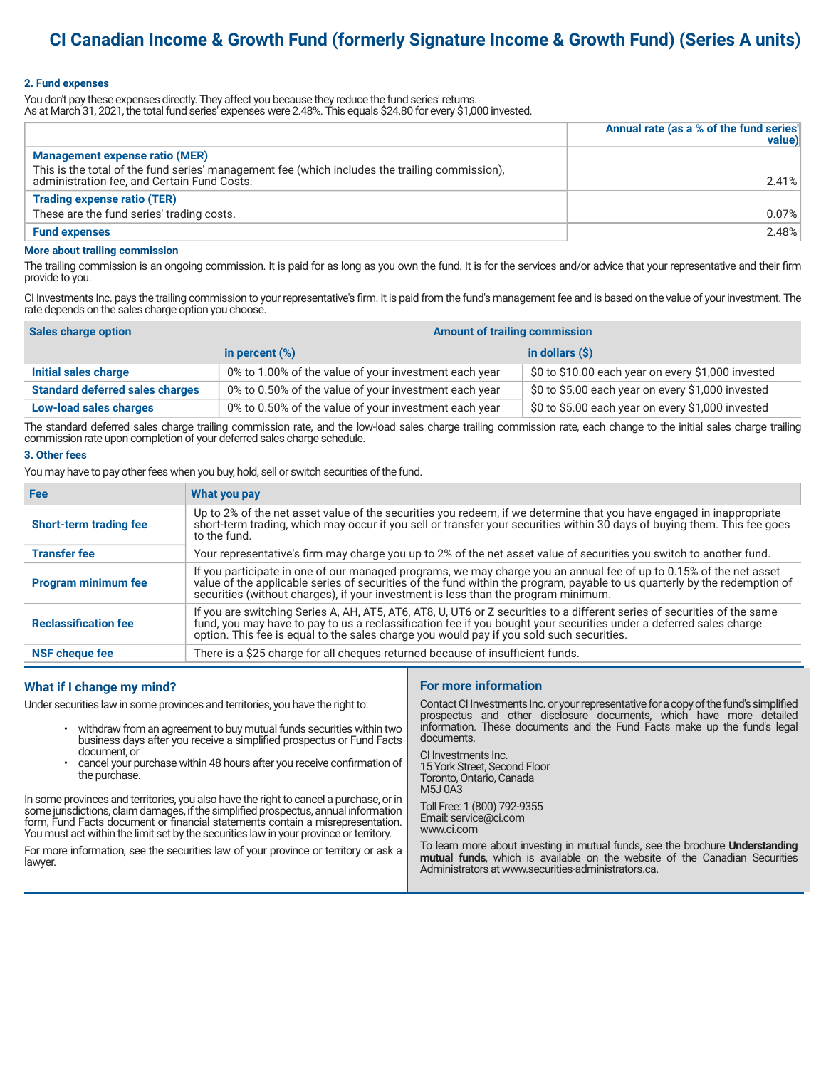# CI Canadian Income & Growth Fund (formerly Signature Income & Growth Fund) (Series A units)

### 2. Fund expenses

You don't pay these expenses directly. They affect you because they reduce the fund series' returns.
As at March 31, 2021, the total fund series' expenses were 2.48%. This equals $24.80 for every $1,000 invested.

| | Annual rate (as a % of the fund series' value) |
|---|---|
| **Management expense ratio (MER)**<br>This is the total of the fund series' management fee (which includes the trailing commission), administration fee, and Certain Fund Costs. | 2.41% |
| **Trading expense ratio (TER)**<br>These are the fund series' trading costs. | 0.07% |
| **Fund expenses** | 2.48% |

**More about trailing commission**

The trailing commission is an ongoing commission. It is paid for as long as you own the fund. It is for the services and/or advice that your representative and their firm provide to you.

CI Investments Inc. pays the trailing commission to your representative's firm. It is paid from the fund's management fee and is based on the value of your investment. The rate depends on the sales charge option you choose.

| Sales charge option | Amount of trailing commission | |
|---|---|---|
| | in percent (%) | in dollars ($) |
| Initial sales charge | 0% to 1.00% of the value of your investment each year | $0 to $10.00 each year on every $1,000 invested |
| Standard deferred sales charges | 0% to 0.50% of the value of your investment each year | $0 to $5.00 each year on every $1,000 invested |
| Low-load sales charges | 0% to 0.50% of the value of your investment each year | $0 to $5.00 each year on every $1,000 invested |

The standard deferred sales charge trailing commission rate, and the low-load sales charge trailing commission rate, each change to the initial sales charge trailing commission rate upon completion of your deferred sales charge schedule.

### 3. Other fees

You may have to pay other fees when you buy, hold, sell or switch securities of the fund.

| Fee | What you pay |
|---|---|
| Short-term trading fee | Up to 2% of the net asset value of the securities you redeem, if we determine that you have engaged in inappropriate short-term trading, which may occur if you sell or transfer your securities within 30 days of buying them. This fee goes to the fund. |
| Transfer fee | Your representative's firm may charge you up to 2% of the net asset value of securities you switch to another fund. |
| Program minimum fee | If you participate in one of our managed programs, we may charge you an annual fee of up to 0.15% of the net asset value of the applicable series of securities of the fund within the program, payable to us quarterly by the redemption of securities (without charges), if your investment is less than the program minimum. |
| Reclassification fee | If you are switching Series A, AH, AT5, AT6, AT8, U, UT6 or Z securities to a different series of securities of the same fund, you may have to pay to us a reclassification fee if you bought your securities under a deferred sales charge option. This fee is equal to the sales charge you would pay if you sold such securities. |
| NSF cheque fee | There is a $25 charge for all cheques returned because of insufficient funds. |

## What if I change my mind?

Under securities law in some provinces and territories, you have the right to:

- withdraw from an agreement to buy mutual funds securities within two business days after you receive a simplified prospectus or Fund Facts document, or
- cancel your purchase within 48 hours after you receive confirmation of the purchase.

In some provinces and territories, you also have the right to cancel a purchase, or in some jurisdictions, claim damages, if the simplified prospectus, annual information form, Fund Facts document or financial statements contain a misrepresentation. You must act within the limit set by the securities law in your province or territory.

For more information, see the securities law of your province or territory or ask a lawyer.

## For more information

Contact CI Investments Inc. or your representative for a copy of the fund's simplified prospectus and other disclosure documents, which have more detailed information. These documents and the Fund Facts make up the fund's legal documents.

CI Investments Inc.
15 York Street, Second Floor
Toronto, Ontario, Canada
M5J 0A3

Toll Free: 1 (800) 792-9355
Email: service@ci.com
www.ci.com

To learn more about investing in mutual funds, see the brochure **Understanding mutual funds**, which is available on the website of the Canadian Securities Administrators at www.securities-administrators.ca.